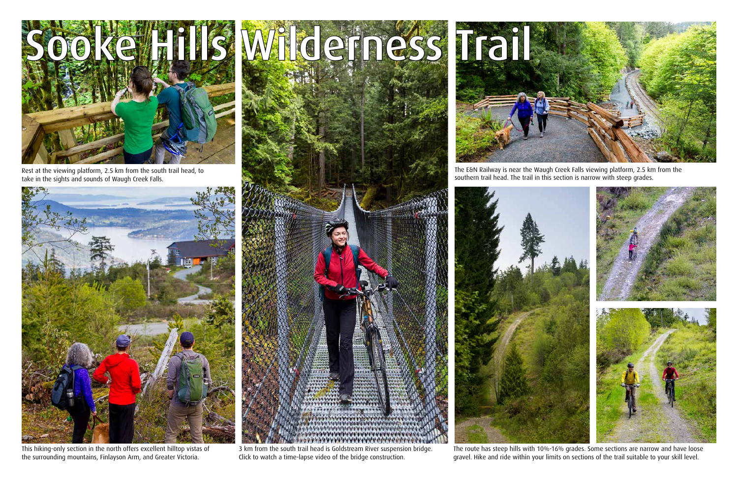# Sooke Hills Wilderness Trail

Rest at the viewing platform, 2.5 km from the south trail head, to take in the sights and sounds of Waugh Creek Falls.

This hiking-only section in the north offers excellent hilltop vistas of the surrounding mountains, Finlayson Arm, and Greater Victoria.

3 km from the south trail head is Goldstream River suspension bridge. Click to watch a time-lapse video of the bridge construction.

The E&N Railway is near the Waugh Creek Falls viewing platform, 2.5 km from the southern trail head. The trail in this section is narrow with steep grades.

The route has steep hills with 10%-16% grades. Some sections are narrow and have loose gravel. Hike and ride within your limits on sections of the trail suitable to your skill level.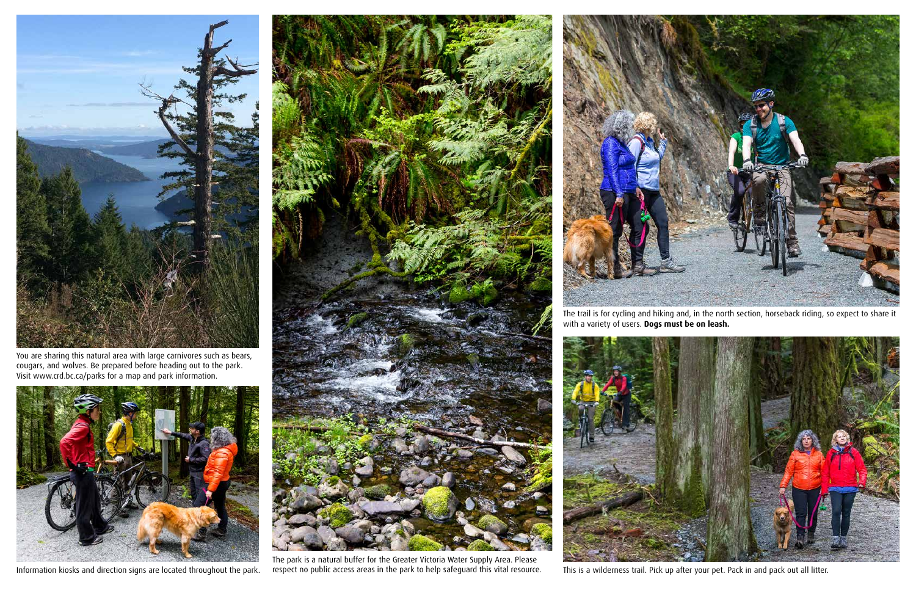You are sharing this natural area with large carnivores such as bears, cougars, and wolves. Be prepared before heading out to the park. Visit www.crd.bc.ca/parks for a map and park information.

Information kiosks and direction signs are located throughout the park.

The park is a natural buffer for the Greater Victoria Water Supply Area. Please respect no public access areas in the park to help safeguard this vital resource.

The trail is for cycling and hiking and, in the north section, horseback riding, so expect to share it with a variety of users. **Dogs must be on leash.**

This is a wilderness trail. Pick up after your pet. Pack in and pack out all litter.